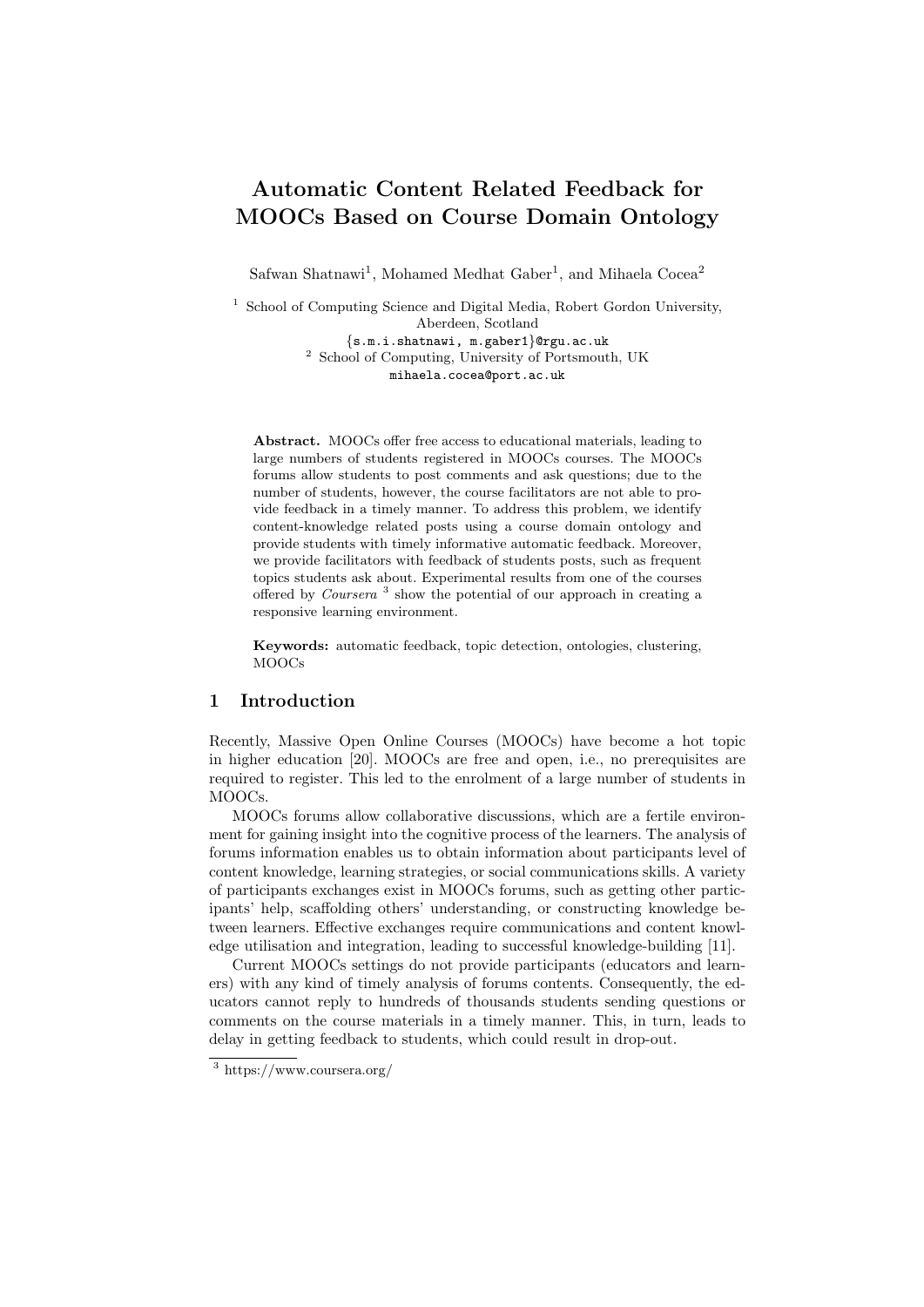# Automatic Content Related Feedback for MOOCs Based on Course Domain Ontology

Safwan Shatnawi[1], Mohamed Medhat Gaber[1], and Mihaela Cocea[2]

[1] School of Computing Science and Digital Media, Robert Gordon University, Aberdeen, Scotland
{s.m.i.shatnawi, m.gaber1}@rgu.ac.uk
[2] School of Computing, University of Portsmouth, UK
mihaela.cocea@port.ac.uk

**Abstract.** MOOCs offer free access to educational materials, leading to large numbers of students registered in MOOCs courses. The MOOCs forums allow students to post comments and ask questions; due to the number of students, however, the course facilitators are not able to provide feedback in a timely manner. To address this problem, we identify content-knowledge related posts using a course domain ontology and provide students with timely informative automatic feedback. Moreover, we provide facilitators with feedback of students posts, such as frequent topics students ask about. Experimental results from one of the courses offered by *Coursera* [3] show the potential of our approach in creating a responsive learning environment.

**Keywords:** automatic feedback, topic detection, ontologies, clustering, MOOCs

## 1 Introduction

Recently, Massive Open Online Courses (MOOCs) have become a hot topic in higher education [20]. MOOCs are free and open, i.e., no prerequisites are required to register. This led to the enrolment of a large number of students in MOOCs.

MOOCs forums allow collaborative discussions, which are a fertile environment for gaining insight into the cognitive process of the learners. The analysis of forums information enables us to obtain information about participants level of content knowledge, learning strategies, or social communications skills. A variety of participants exchanges exist in MOOCs forums, such as getting other participants' help, scaffolding others' understanding, or constructing knowledge between learners. Effective exchanges require communications and content knowledge utilisation and integration, leading to successful knowledge-building [11].

Current MOOCs settings do not provide participants (educators and learners) with any kind of timely analysis of forums contents. Consequently, the educators cannot reply to hundreds of thousands students sending questions or comments on the course materials in a timely manner. This, in turn, leads to delay in getting feedback to students, which could result in drop-out.

[3] https://www.coursera.org/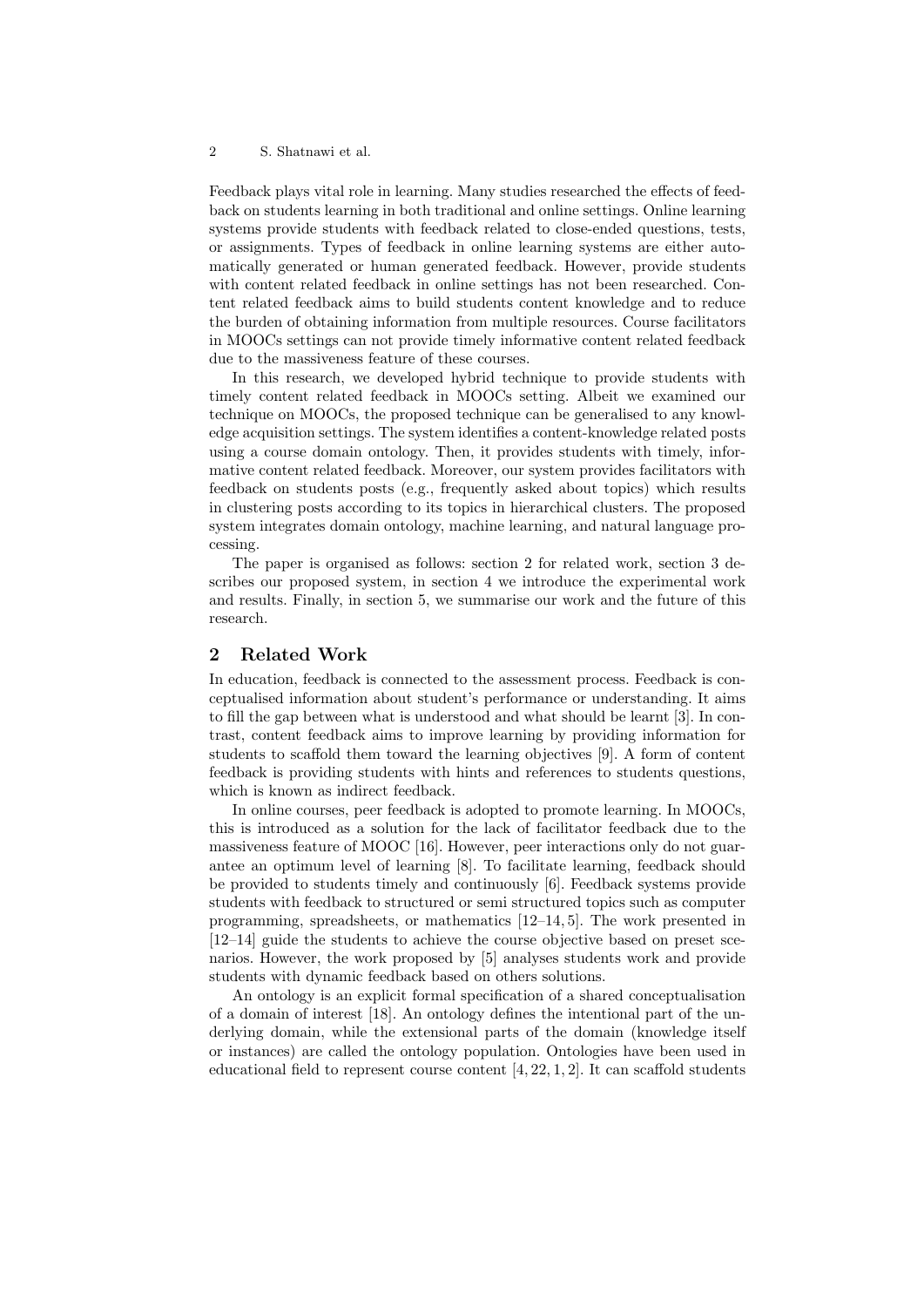Feedback plays vital role in learning. Many studies researched the effects of feedback on students learning in both traditional and online settings. Online learning systems provide students with feedback related to close-ended questions, tests, or assignments. Types of feedback in online learning systems are either automatically generated or human generated feedback. However, provide students with content related feedback in online settings has not been researched. Content related feedback aims to build students content knowledge and to reduce the burden of obtaining information from multiple resources. Course facilitators in MOOCs settings can not provide timely informative content related feedback due to the massiveness feature of these courses.

In this research, we developed hybrid technique to provide students with timely content related feedback in MOOCs setting. Albeit we examined our technique on MOOCs, the proposed technique can be generalised to any knowledge acquisition settings. The system identifies a content-knowledge related posts using a course domain ontology. Then, it provides students with timely, informative content related feedback. Moreover, our system provides facilitators with feedback on students posts (e.g., frequently asked about topics) which results in clustering posts according to its topics in hierarchical clusters. The proposed system integrates domain ontology, machine learning, and natural language processing.

The paper is organised as follows: section 2 for related work, section 3 describes our proposed system, in section 4 we introduce the experimental work and results. Finally, in section 5, we summarise our work and the future of this research.

## 2 Related Work

In education, feedback is connected to the assessment process. Feedback is conceptualised information about student's performance or understanding. It aims to fill the gap between what is understood and what should be learnt [3]. In contrast, content feedback aims to improve learning by providing information for students to scaffold them toward the learning objectives [9]. A form of content feedback is providing students with hints and references to students questions, which is known as indirect feedback.

In online courses, peer feedback is adopted to promote learning. In MOOCs, this is introduced as a solution for the lack of facilitator feedback due to the massiveness feature of MOOC [16]. However, peer interactions only do not guarantee an optimum level of learning [8]. To facilitate learning, feedback should be provided to students timely and continuously [6]. Feedback systems provide students with feedback to structured or semi structured topics such as computer programming, spreadsheets, or mathematics [12–14, 5]. The work presented in [12–14] guide the students to achieve the course objective based on preset scenarios. However, the work proposed by [5] analyses students work and provide students with dynamic feedback based on others solutions.

An ontology is an explicit formal specification of a shared conceptualisation of a domain of interest [18]. An ontology defines the intentional part of the underlying domain, while the extensional parts of the domain (knowledge itself or instances) are called the ontology population. Ontologies have been used in educational field to represent course content [4, 22, 1, 2]. It can scaffold students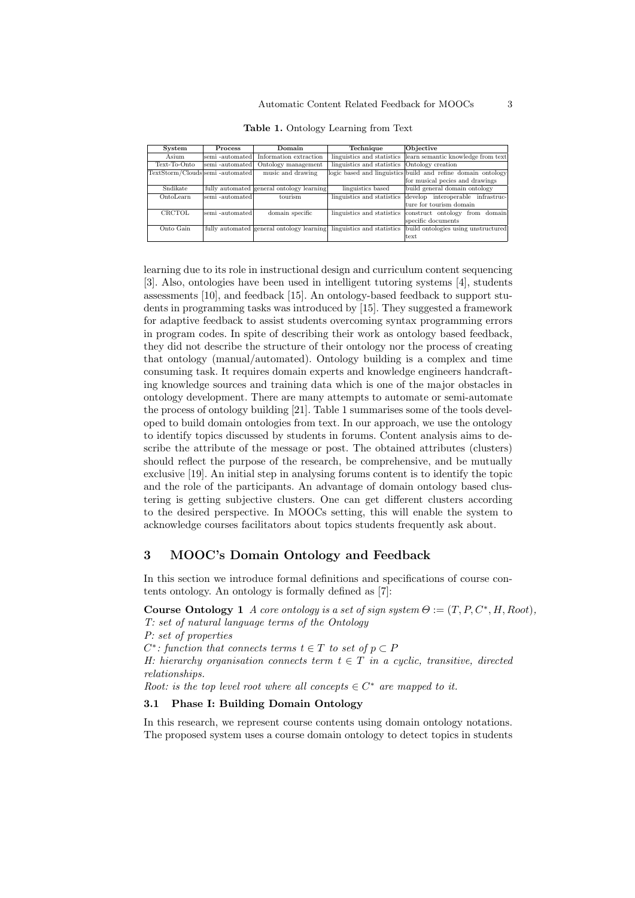**Table 1.** Ontology Learning from Text

| System | Process | Domain | Technique | Objective |
|---|---|---|---|---|
| Asium | semi -automated | Information extraction | linguistics and statistics | learn semantic knowledge from text |
| Text-To-Onto | semi -automated | Ontology management | linguistics and statistics | Ontology creation |
| TextStorm/Clouds | semi -automated | music and drawing | logic based and linguistics | build and refine domain ontology for musical pecies and drawings |
| Sndikate | fully automated | general ontology learning | linguistics based | build general domain ontology |
| OntoLearn | semi -automated | tourism | linguistics and statistics | develop interoperable infrastructure for tourism domain |
| CRCTOL | semi -automated | domain specific | linguistics and statistics | construct ontology from domain specific documents |
| Onto Gain | fully automated | general ontology learning | linguistics and statistics | build ontologies using unstructured text |

learning due to its role in instructional design and curriculum content sequencing [3]. Also, ontologies have been used in intelligent tutoring systems [4], students assessments [10], and feedback [15]. An ontology-based feedback to support students in programming tasks was introduced by [15]. They suggested a framework for adaptive feedback to assist students overcoming syntax programming errors in program codes. In spite of describing their work as ontology based feedback, they did not describe the structure of their ontology nor the process of creating that ontology (manual/automated). Ontology building is a complex and time consuming task. It requires domain experts and knowledge engineers handcrafting knowledge sources and training data which is one of the major obstacles in ontology development. There are many attempts to automate or semi-automate the process of ontology building [21]. Table 1 summarises some of the tools developed to build domain ontologies from text. In our approach, we use the ontology to identify topics discussed by students in forums. Content analysis aims to describe the attribute of the message or post. The obtained attributes (clusters) should reflect the purpose of the research, be comprehensive, and be mutually exclusive [19]. An initial step in analysing forums content is to identify the topic and the role of the participants. An advantage of domain ontology based clustering is getting subjective clusters. One can get different clusters according to the desired perspective. In MOOCs setting, this will enable the system to acknowledge courses facilitators about topics students frequently ask about.

## 3 MOOC's Domain Ontology and Feedback

In this section we introduce formal definitions and specifications of course contents ontology. An ontology is formally defined as [7]:

**Course Ontology 1** *A core ontology is a set of sign system $\Theta := (T, P, C^*, H, Root)$,*
*T: set of natural language terms of the Ontology*
*P: set of properties*
*$C^*$: function that connects terms $t \in T$ to set of $p \subset P$*
*H: hierarchy organisation connects term $t \in T$ in a cyclic, transitive, directed relationships.*
*Root: is the top level root where all concepts $\in C^*$ are mapped to it.*

### 3.1 Phase I: Building Domain Ontology

In this research, we represent course contents using domain ontology notations. The proposed system uses a course domain ontology to detect topics in students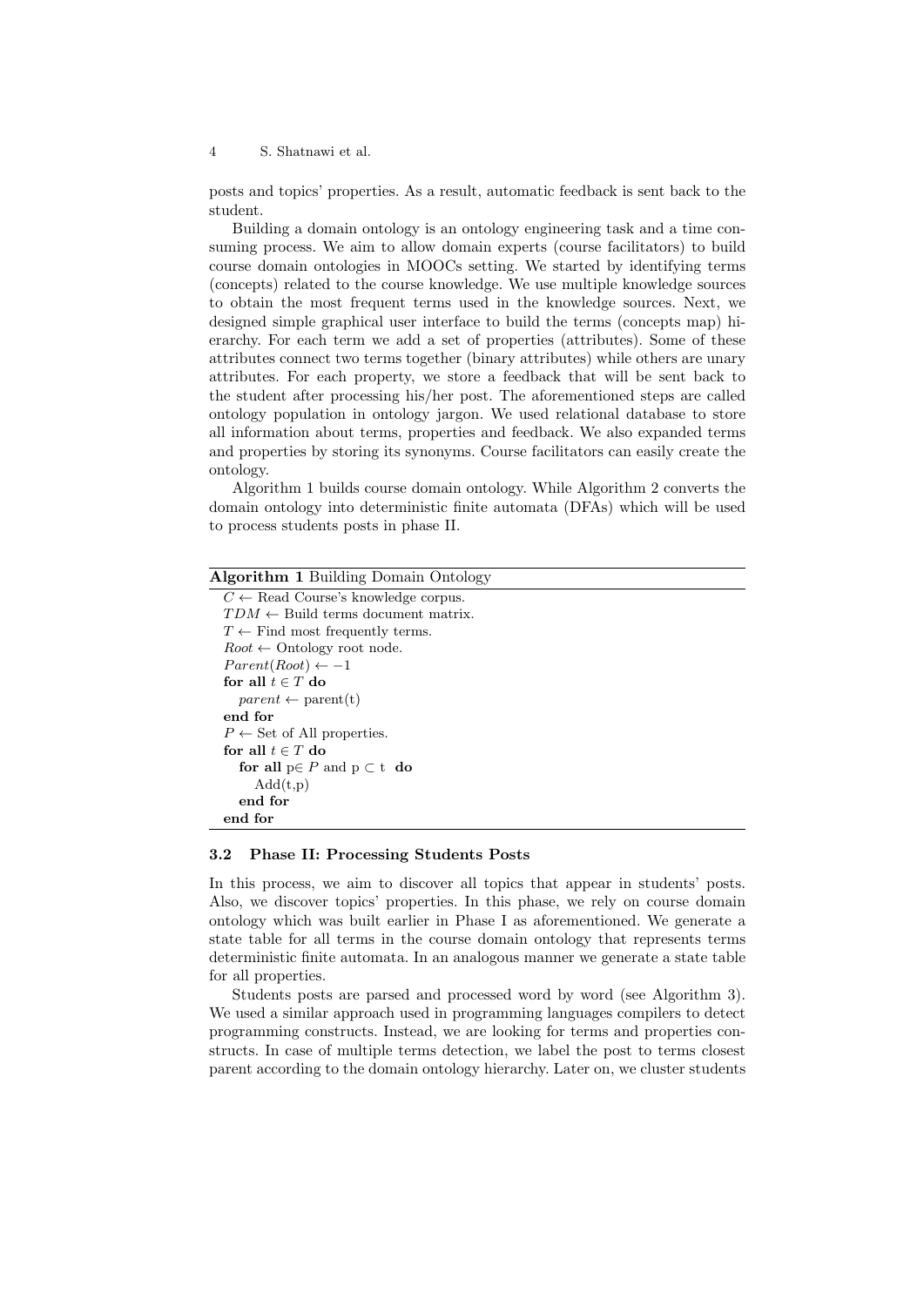posts and topics' properties. As a result, automatic feedback is sent back to the student.

Building a domain ontology is an ontology engineering task and a time consuming process. We aim to allow domain experts (course facilitators) to build course domain ontologies in MOOCs setting. We started by identifying terms (concepts) related to the course knowledge. We use multiple knowledge sources to obtain the most frequent terms used in the knowledge sources. Next, we designed simple graphical user interface to build the terms (concepts map) hierarchy. For each term we add a set of properties (attributes). Some of these attributes connect two terms together (binary attributes) while others are unary attributes. For each property, we store a feedback that will be sent back to the student after processing his/her post. The aforementioned steps are called ontology population in ontology jargon. We used relational database to store all information about terms, properties and feedback. We also expanded terms and properties by storing its synonyms. Course facilitators can easily create the ontology.

Algorithm 1 builds course domain ontology. While Algorithm 2 converts the domain ontology into deterministic finite automata (DFAs) which will be used to process students posts in phase II.

**Algorithm 1** Building Domain Ontology

$C \leftarrow$ Read Course's knowledge corpus.
$TDM \leftarrow$ Build terms document matrix.
$T \leftarrow$ Find most frequently terms.
$Root \leftarrow$ Ontology root node.
$Parent(Root) \leftarrow -1$
**for all** $t \in T$ **do**
&nbsp;&nbsp;&nbsp;&nbsp;$parent \leftarrow$ parent(t)
**end for**
$P \leftarrow$ Set of All properties.
**for all** $t \in T$ **do**
&nbsp;&nbsp;&nbsp;&nbsp;**for all** $p \in P$ and $p \subset t$ **do**
&nbsp;&nbsp;&nbsp;&nbsp;&nbsp;&nbsp;&nbsp;&nbsp;Add(t,p)
&nbsp;&nbsp;&nbsp;&nbsp;**end for**
**end for**

### 3.2 Phase II: Processing Students Posts

In this process, we aim to discover all topics that appear in students' posts. Also, we discover topics' properties. In this phase, we rely on course domain ontology which was built earlier in Phase I as aforementioned. We generate a state table for all terms in the course domain ontology that represents terms deterministic finite automata. In an analogous manner we generate a state table for all properties.

Students posts are parsed and processed word by word (see Algorithm 3). We used a similar approach used in programming languages compilers to detect programming constructs. Instead, we are looking for terms and properties constructs. In case of multiple terms detection, we label the post to terms closest parent according to the domain ontology hierarchy. Later on, we cluster students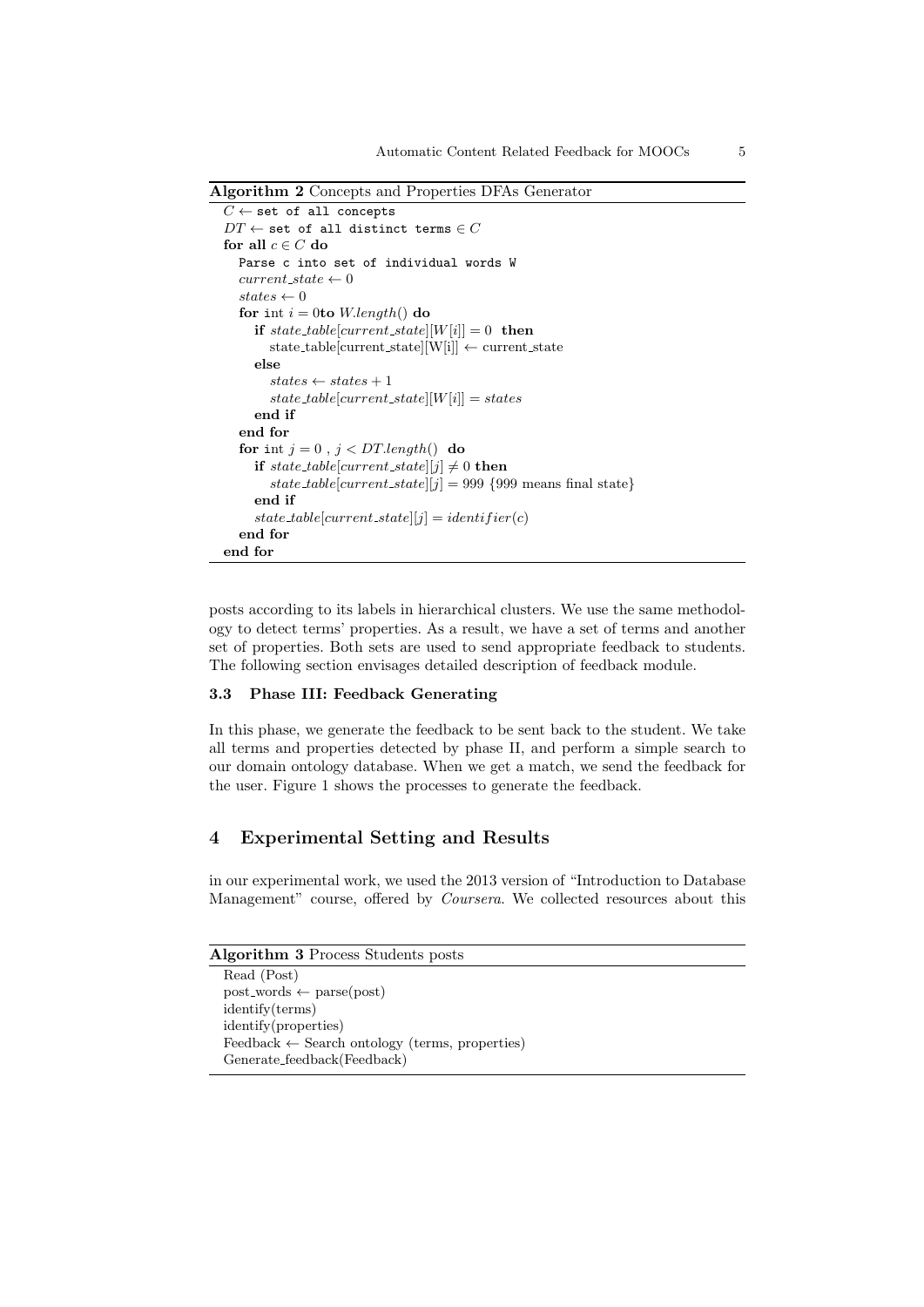**Algorithm 2** Concepts and Properties DFAs Generator

```
C ← set of all concepts
DT ← set of all distinct terms ∈ C
for all c ∈ C do
  Parse c into set of individual words W
  current_state ← 0
  states ← 0
  for int i = 0to W.length() do
    if state_table[current_state][W[i]] = 0  then
      state_table[current_state][W[i]] ← current_state
    else
      states ← states + 1
      state_table[current_state][W[i]] = states
    end if
  end for
  for int j = 0 , j < DT.length()  do
    if state_table[current_state][j] ≠ 0 then
      state_table[current_state][j] = 999 {999 means final state}
    end if
    state_table[current_state][j] = identifier(c)
  end for
end for
```

posts according to its labels in hierarchical clusters. We use the same methodology to detect terms' properties. As a result, we have a set of terms and another set of properties. Both sets are used to send appropriate feedback to students. The following section envisages detailed description of feedback module.

### 3.3 Phase III: Feedback Generating

In this phase, we generate the feedback to be sent back to the student. We take all terms and properties detected by phase II, and perform a simple search to our domain ontology database. When we get a match, we send the feedback for the user. Figure 1 shows the processes to generate the feedback.

## 4 Experimental Setting and Results

in our experimental work, we used the 2013 version of "Introduction to Database Management" course, offered by *Coursera*. We collected resources about this

**Algorithm 3** Process Students posts

```
Read (Post)
post_words ← parse(post)
identify(terms)
identify(properties)
Feedback ← Search ontology (terms, properties)
Generate_feedback(Feedback)
```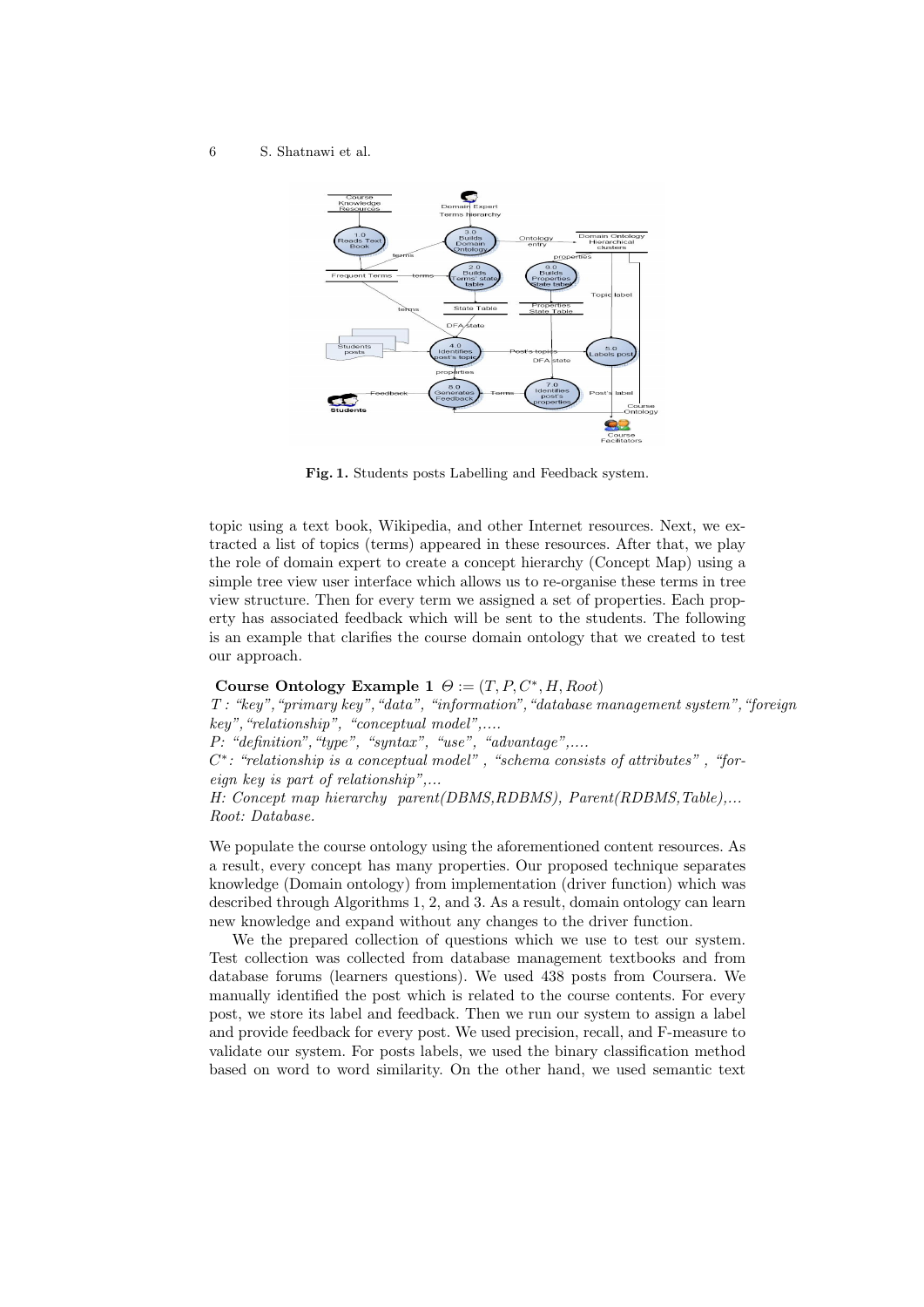**Fig. 1.** Students posts Labelling and Feedback system.

topic using a text book, Wikipedia, and other Internet resources. Next, we extracted a list of topics (terms) appeared in these resources. After that, we play the role of domain expert to create a concept hierarchy (Concept Map) using a simple tree view user interface which allows us to re-organise these terms in tree view structure. Then for every term we assigned a set of properties. Each property has associated feedback which will be sent to the students. The following is an example that clarifies the course domain ontology that we created to test our approach.

**Course Ontology Example 1** $\Theta := (T, P, C^*, H, Root)$
*T : "key", "primary key", "data", "information", "database management system", "foreign key", "relationship", "conceptual model",....*
*P: "definition", "type", "syntax", "use", "advantage",....*
*$C^*$: "relationship is a conceptual model" , "schema consists of attributes" , "foreign key is part of relationship",...*
*H: Concept map hierarchy parent(DBMS,RDBMS), Parent(RDBMS,Table),...*
*Root: Database.*

We populate the course ontology using the aforementioned content resources. As a result, every concept has many properties. Our proposed technique separates knowledge (Domain ontology) from implementation (driver function) which was described through Algorithms 1, 2, and 3. As a result, domain ontology can learn new knowledge and expand without any changes to the driver function.

We the prepared collection of questions which we use to test our system. Test collection was collected from database management textbooks and from database forums (learners questions). We used 438 posts from Coursera. We manually identified the post which is related to the course contents. For every post, we store its label and feedback. Then we run our system to assign a label and provide feedback for every post. We used precision, recall, and F-measure to validate our system. For posts labels, we used the binary classification method based on word to word similarity. On the other hand, we used semantic text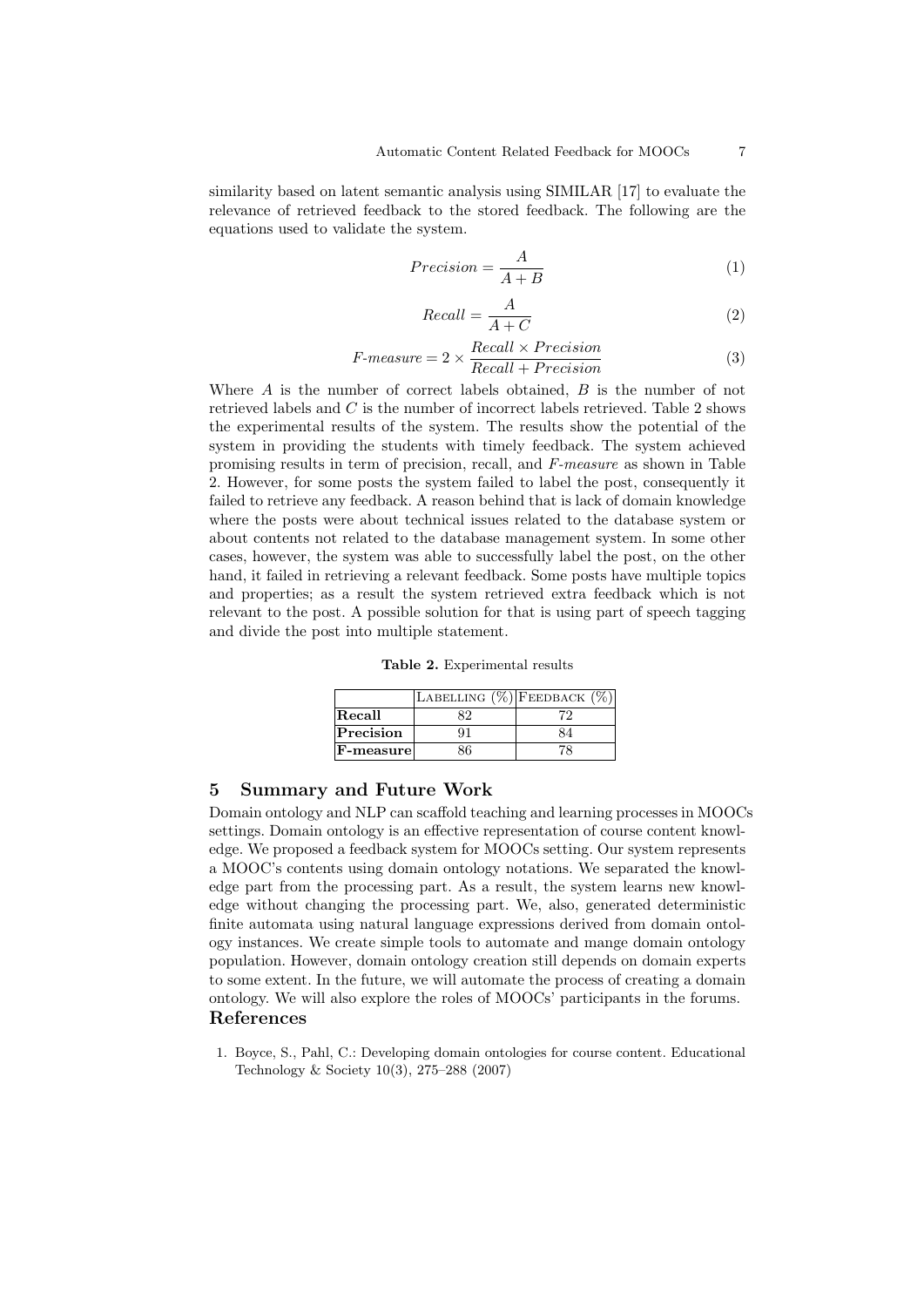similarity based on latent semantic analysis using SIMILAR [17] to evaluate the relevance of retrieved feedback to the stored feedback. The following are the equations used to validate the system.

$$Precision = \frac{A}{A+B} \tag{1}$$

$$Recall = \frac{A}{A+C} \tag{2}$$

$$F\text{-}measure = 2 \times \frac{Recall \times Precision}{Recall + Precision} \tag{3}$$

Where $A$ is the number of correct labels obtained, $B$ is the number of not retrieved labels and $C$ is the number of incorrect labels retrieved. Table 2 shows the experimental results of the system. The results show the potential of the system in providing the students with timely feedback. The system achieved promising results in term of precision, recall, and *F-measure* as shown in Table 2. However, for some posts the system failed to label the post, consequently it failed to retrieve any feedback. A reason behind that is lack of domain knowledge where the posts were about technical issues related to the database system or about contents not related to the database management system. In some other cases, however, the system was able to successfully label the post, on the other hand, it failed in retrieving a relevant feedback. Some posts have multiple topics and properties; as a result the system retrieved extra feedback which is not relevant to the post. A possible solution for that is using part of speech tagging and divide the post into multiple statement.

**Table 2.** Experimental results

| | Labelling (%) | Feedback (%) |
|---|---|---|
| **Recall** | 82 | 72 |
| **Precision** | 91 | 84 |
| **F-measure** | 86 | 78 |

## 5 Summary and Future Work

Domain ontology and NLP can scaffold teaching and learning processes in MOOCs settings. Domain ontology is an effective representation of course content knowledge. We proposed a feedback system for MOOCs setting. Our system represents a MOOC's contents using domain ontology notations. We separated the knowledge part from the processing part. As a result, the system learns new knowledge without changing the processing part. We, also, generated deterministic finite automata using natural language expressions derived from domain ontology instances. We create simple tools to automate and mange domain ontology population. However, domain ontology creation still depends on domain experts to some extent. In the future, we will automate the process of creating a domain ontology. We will also explore the roles of MOOCs' participants in the forums.

## References

1. Boyce, S., Pahl, C.: Developing domain ontologies for course content. Educational Technology & Society 10(3), 275–288 (2007)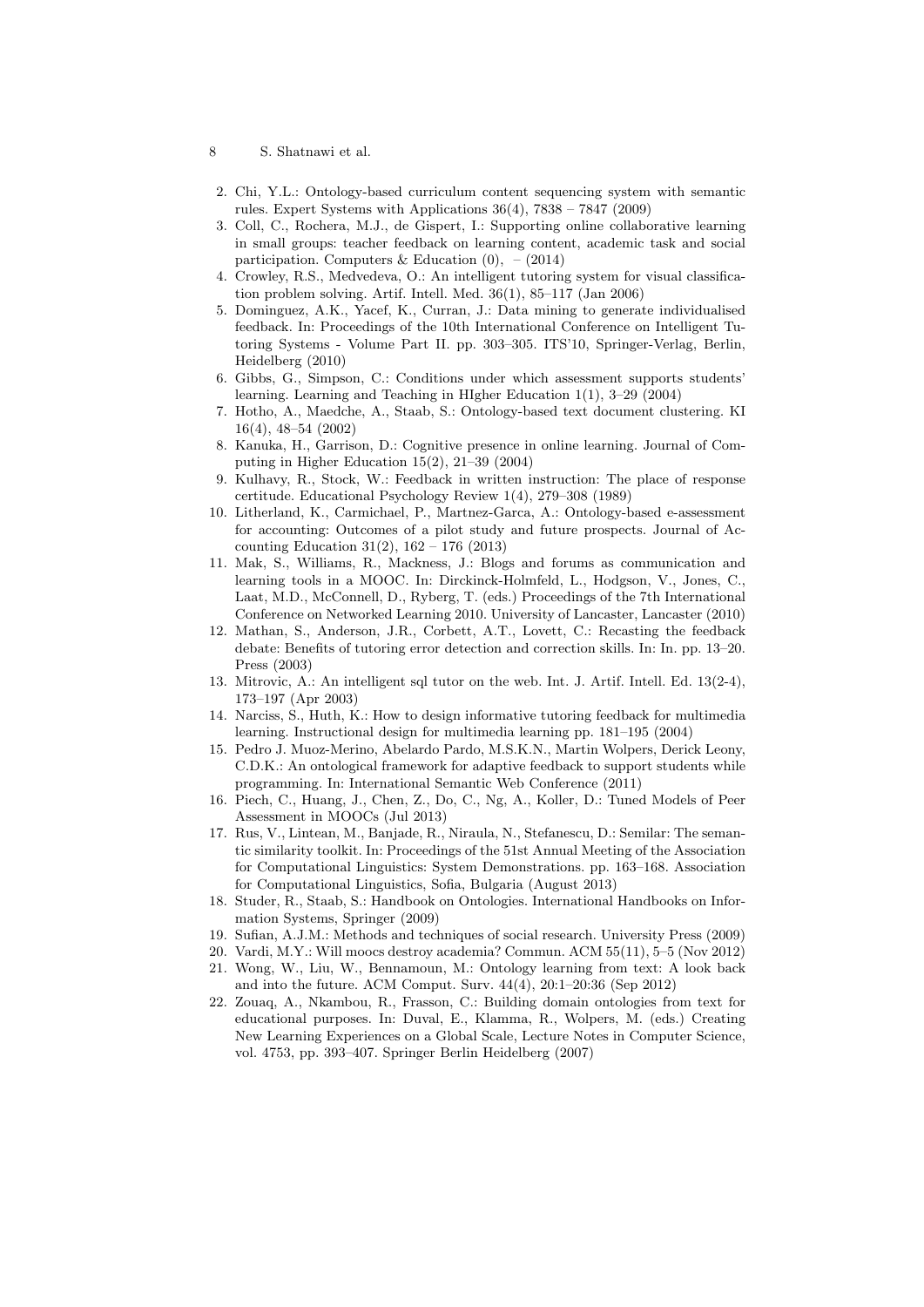2. Chi, Y.L.: Ontology-based curriculum content sequencing system with semantic rules. Expert Systems with Applications 36(4), 7838 – 7847 (2009)
3. Coll, C., Rochera, M.J., de Gispert, I.: Supporting online collaborative learning in small groups: teacher feedback on learning content, academic task and social participation. Computers & Education (0), – (2014)
4. Crowley, R.S., Medvedeva, O.: An intelligent tutoring system for visual classification problem solving. Artif. Intell. Med. 36(1), 85–117 (Jan 2006)
5. Dominguez, A.K., Yacef, K., Curran, J.: Data mining to generate individualised feedback. In: Proceedings of the 10th International Conference on Intelligent Tutoring Systems - Volume Part II. pp. 303–305. ITS'10, Springer-Verlag, Berlin, Heidelberg (2010)
6. Gibbs, G., Simpson, C.: Conditions under which assessment supports students' learning. Learning and Teaching in HIgher Education 1(1), 3–29 (2004)
7. Hotho, A., Maedche, A., Staab, S.: Ontology-based text document clustering. KI 16(4), 48–54 (2002)
8. Kanuka, H., Garrison, D.: Cognitive presence in online learning. Journal of Computing in Higher Education 15(2), 21–39 (2004)
9. Kulhavy, R., Stock, W.: Feedback in written instruction: The place of response certitude. Educational Psychology Review 1(4), 279–308 (1989)
10. Litherland, K., Carmichael, P., Martnez-Garca, A.: Ontology-based e-assessment for accounting: Outcomes of a pilot study and future prospects. Journal of Accounting Education 31(2), 162 – 176 (2013)
11. Mak, S., Williams, R., Mackness, J.: Blogs and forums as communication and learning tools in a MOOC. In: Dirckinck-Holmfeld, L., Hodgson, V., Jones, C., Laat, M.D., McConnell, D., Ryberg, T. (eds.) Proceedings of the 7th International Conference on Networked Learning 2010. University of Lancaster, Lancaster (2010)
12. Mathan, S., Anderson, J.R., Corbett, A.T., Lovett, C.: Recasting the feedback debate: Benefits of tutoring error detection and correction skills. In: In. pp. 13–20. Press (2003)
13. Mitrovic, A.: An intelligent sql tutor on the web. Int. J. Artif. Intell. Ed. 13(2-4), 173–197 (Apr 2003)
14. Narciss, S., Huth, K.: How to design informative tutoring feedback for multimedia learning. Instructional design for multimedia learning pp. 181–195 (2004)
15. Pedro J. Muoz-Merino, Abelardo Pardo, M.S.K.N., Martin Wolpers, Derick Leony, C.D.K.: An ontological framework for adaptive feedback to support students while programming. In: International Semantic Web Conference (2011)
16. Piech, C., Huang, J., Chen, Z., Do, C., Ng, A., Koller, D.: Tuned Models of Peer Assessment in MOOCs (Jul 2013)
17. Rus, V., Lintean, M., Banjade, R., Niraula, N., Stefanescu, D.: Semilar: The semantic similarity toolkit. In: Proceedings of the 51st Annual Meeting of the Association for Computational Linguistics: System Demonstrations. pp. 163–168. Association for Computational Linguistics, Sofia, Bulgaria (August 2013)
18. Studer, R., Staab, S.: Handbook on Ontologies. International Handbooks on Information Systems, Springer (2009)
19. Sufian, A.J.M.: Methods and techniques of social research. University Press (2009)
20. Vardi, M.Y.: Will moocs destroy academia? Commun. ACM 55(11), 5–5 (Nov 2012)
21. Wong, W., Liu, W., Bennamoun, M.: Ontology learning from text: A look back and into the future. ACM Comput. Surv. 44(4), 20:1–20:36 (Sep 2012)
22. Zouaq, A., Nkambou, R., Frasson, C.: Building domain ontologies from text for educational purposes. In: Duval, E., Klamma, R., Wolpers, M. (eds.) Creating New Learning Experiences on a Global Scale, Lecture Notes in Computer Science, vol. 4753, pp. 393–407. Springer Berlin Heidelberg (2007)